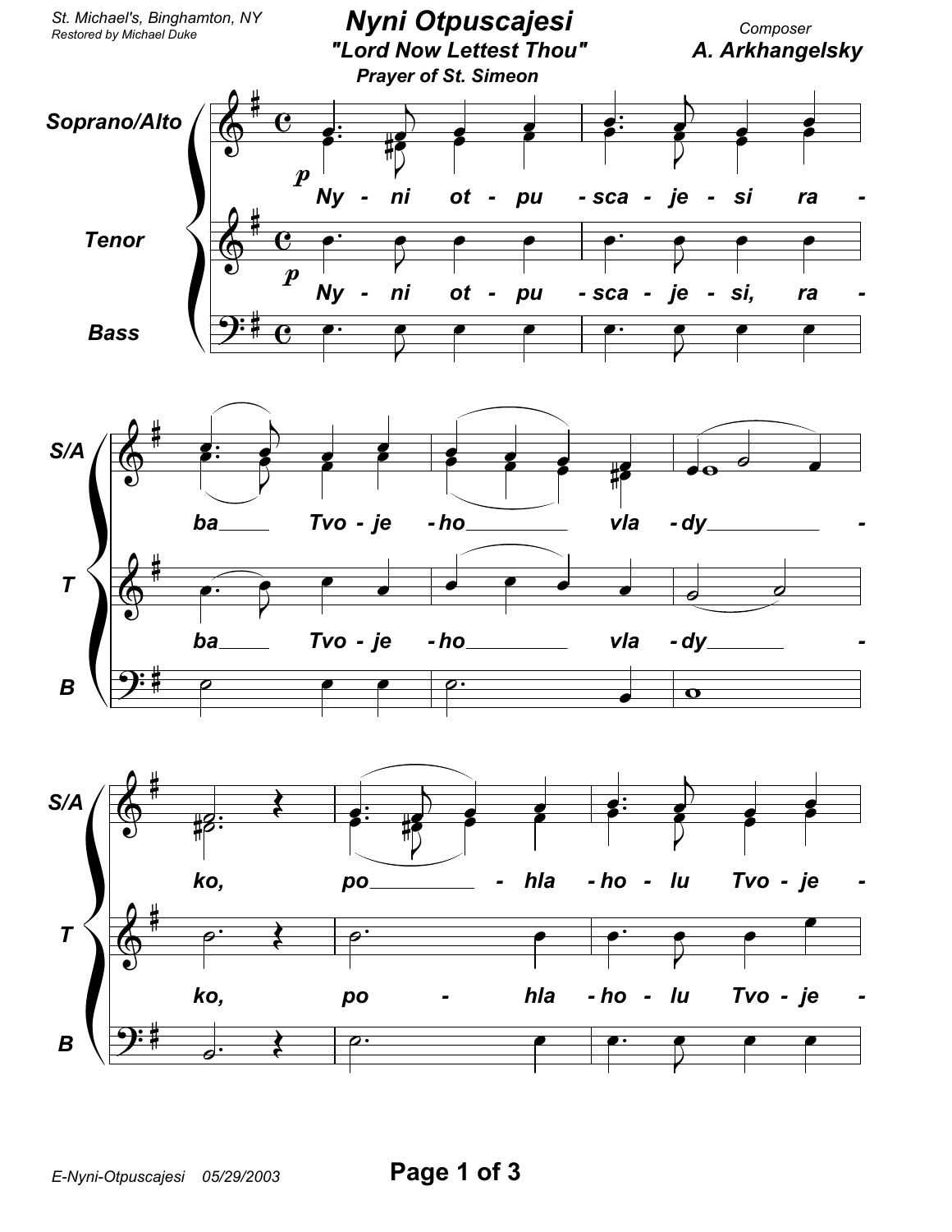St. Michael's, Binghamton, NY
Restored by Michael Duke

# Nyni Otpuscajesi

## "Lord Now Lettest Thou"

### Prayer of St. Simeon

Composer
**A. Arkhangelsky**

Soprano/Alto: *p* Ny - ni ot - pu - sca - je - si ra - ba Tvo - je - ho vla - dy - ko, po - hla - ho - lu Tvo - je -

Tenor: *p* Ny - ni ot - pu - sca - je - si, ra - ba Tvo - je - ho vla - dy - ko, po - hla - ho - lu Tvo - je -

Bass

E-Nyni-Otpuscajesi 05/29/2003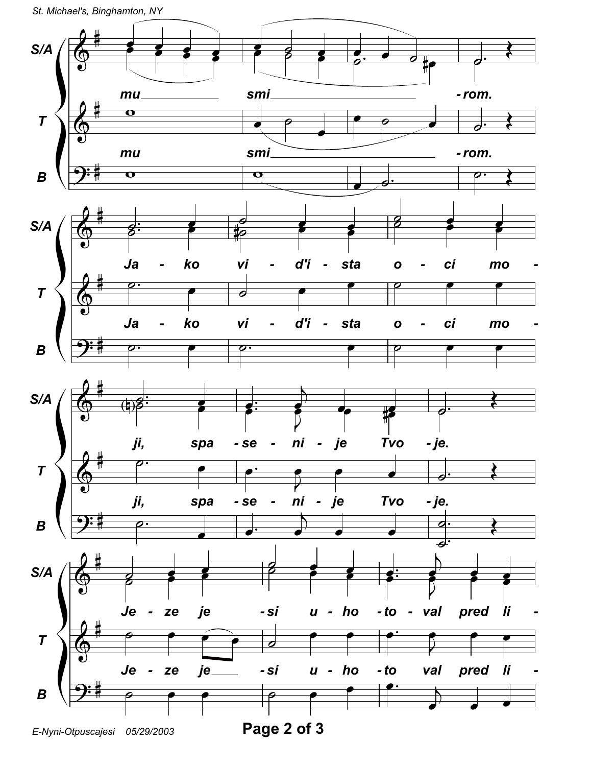S/A: mu ___ smi ___ -rom.

T: mu smi ___ -rom.

B

S/A: Ja - ko vi - d'i - sta o - ci mo -

T: Ja - ko vi - d'i - sta o - ci mo -

B

S/A: ji, spa - se - ni - je Tvo - je.

T: ji, spa - se - ni - je Tvo - je.

B

S/A: Je - ze je - si u - ho - to - val pred li -

T: Je - ze je ___ - si u - ho - to val pred li -

B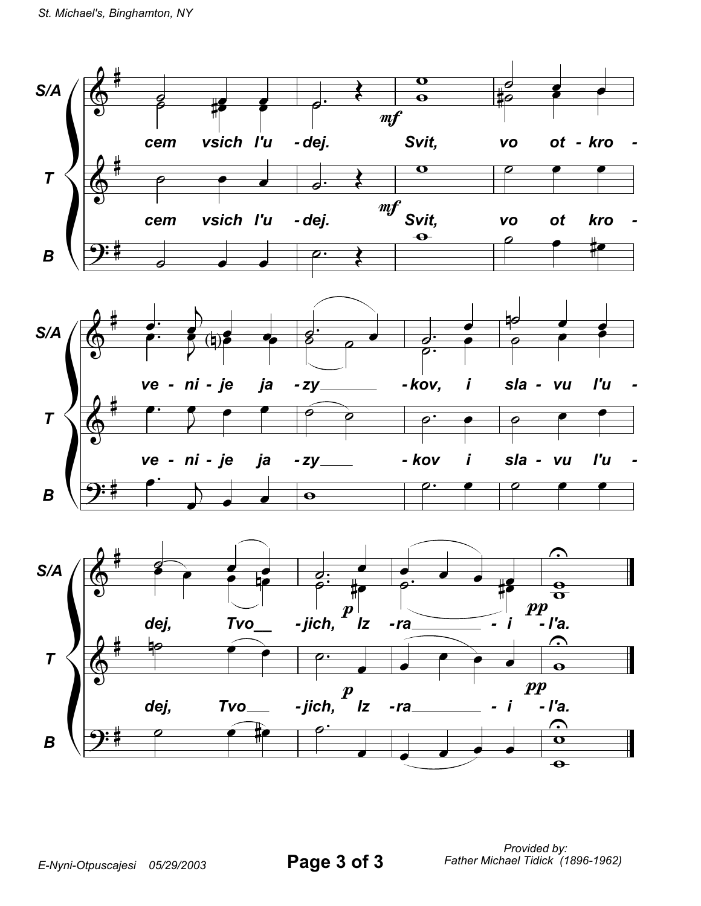S/A

cem vsich l'u - dej. *mf* Svit, vo ot - kro -

T

cem vsich l'u - dej. *mf* Svit, vo ot kro -

B

S/A

ve - ni - je ja - zy_______ - kov, i sla - vu l'u -

T

ve - ni - je ja - zy____ - kov i sla - vu l'u -

B

S/A

dej, Tvo__ - jich, *p* Iz - ra________ - i *pp* - l'a.

T

dej, Tvo___ - jich, *p* Iz - ra________ - i *pp* - l'a.

B